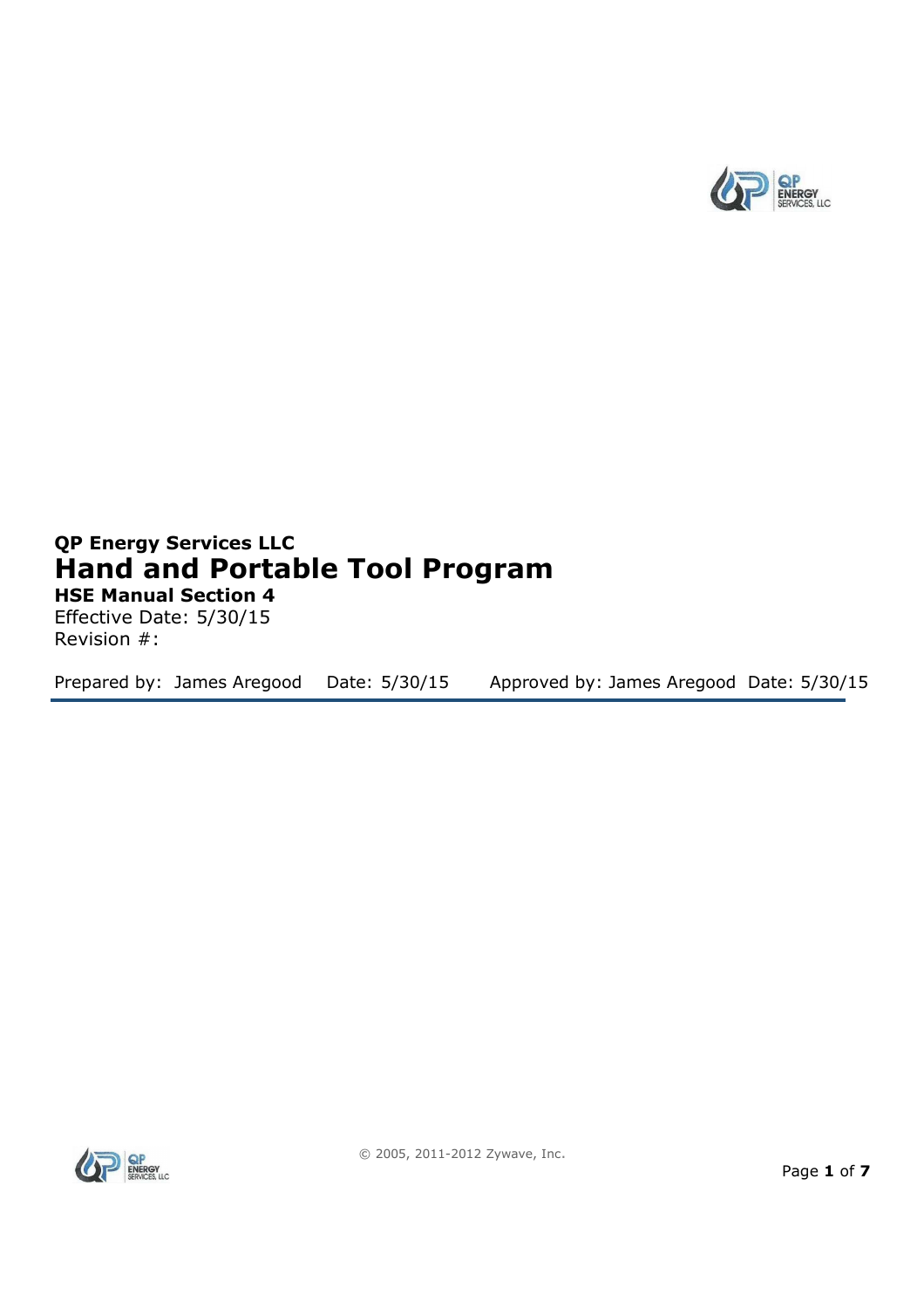**QP Energy Services LLC**

# Hand and Portable Tool Program

**HSE Manual Section 4**

Effective Date: 5/30/15

Revision #:

Prepared by: James Aregood Date: 5/30/15 Approved by: James Aregood Date: 5/30/15

© 2005, 2011-2012 Zywave, Inc.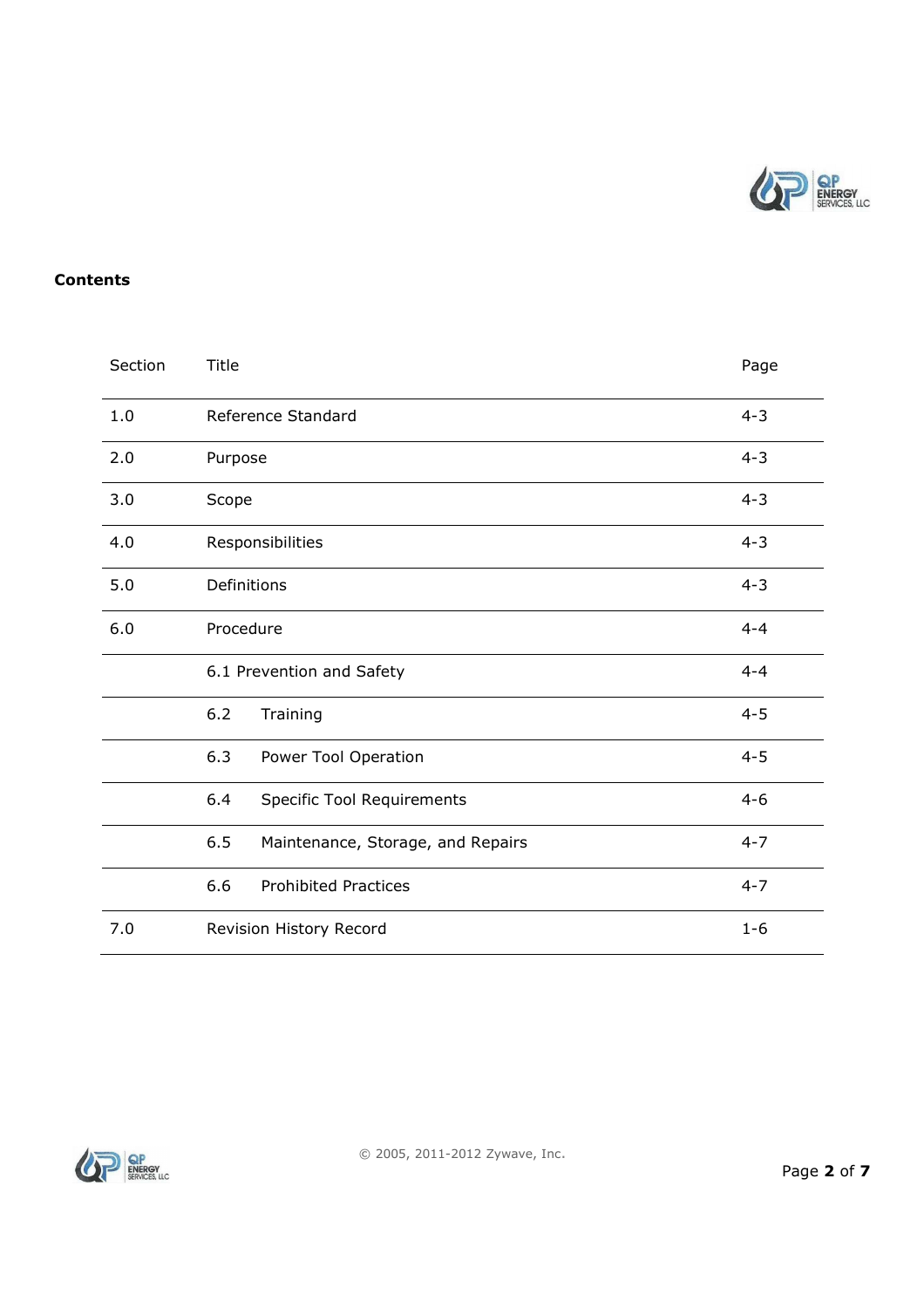**Contents**

| Section | Title | Page |
|---|---|---|
| 1.0 | Reference Standard | 4-3 |
| 2.0 | Purpose | 4-3 |
| 3.0 | Scope | 4-3 |
| 4.0 | Responsibilities | 4-3 |
| 5.0 | Definitions | 4-3 |
| 6.0 | Procedure | 4-4 |
| | 6.1 Prevention and Safety | 4-4 |
| | 6.2 Training | 4-5 |
| | 6.3 Power Tool Operation | 4-5 |
| | 6.4 Specific Tool Requirements | 4-6 |
| | 6.5 Maintenance, Storage, and Repairs | 4-7 |
| | 6.6 Prohibited Practices | 4-7 |
| 7.0 | Revision History Record | 1-6 |

© 2005, 2011-2012 Zywave, Inc.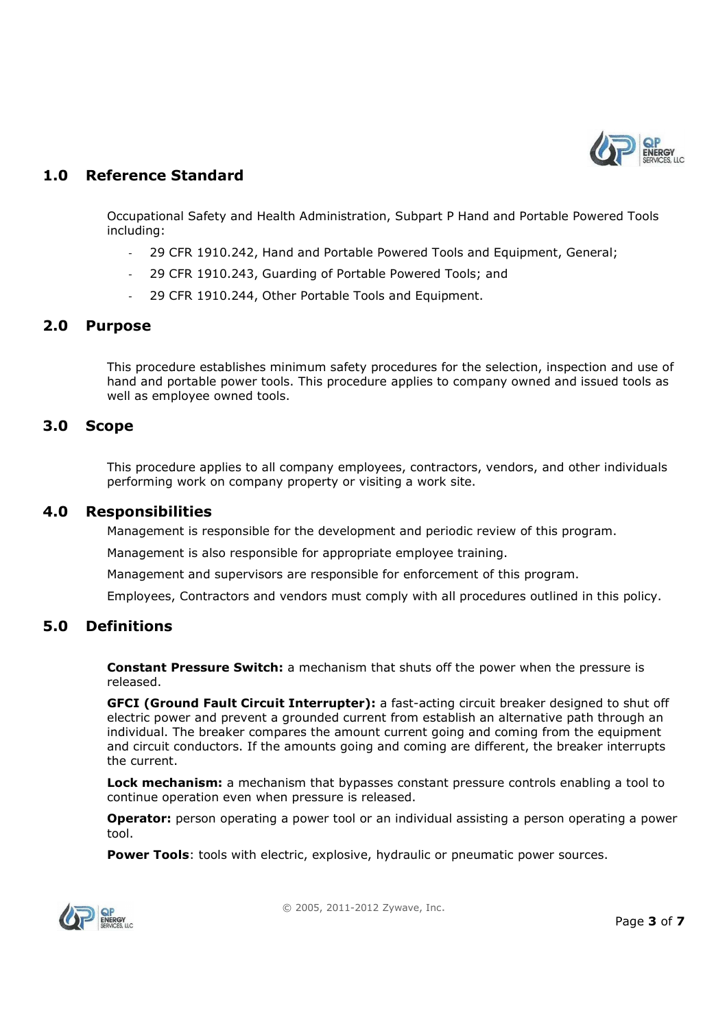## 1.0 Reference Standard

Occupational Safety and Health Administration, Subpart P Hand and Portable Powered Tools including:

- 29 CFR 1910.242, Hand and Portable Powered Tools and Equipment, General;
- 29 CFR 1910.243, Guarding of Portable Powered Tools; and
- 29 CFR 1910.244, Other Portable Tools and Equipment.

## 2.0 Purpose

This procedure establishes minimum safety procedures for the selection, inspection and use of hand and portable power tools. This procedure applies to company owned and issued tools as well as employee owned tools.

## 3.0 Scope

This procedure applies to all company employees, contractors, vendors, and other individuals performing work on company property or visiting a work site.

## 4.0 Responsibilities

Management is responsible for the development and periodic review of this program.

Management is also responsible for appropriate employee training.

Management and supervisors are responsible for enforcement of this program.

Employees, Contractors and vendors must comply with all procedures outlined in this policy.

## 5.0 Definitions

**Constant Pressure Switch:** a mechanism that shuts off the power when the pressure is released.

**GFCI (Ground Fault Circuit Interrupter):** a fast-acting circuit breaker designed to shut off electric power and prevent a grounded current from establish an alternative path through an individual. The breaker compares the amount current going and coming from the equipment and circuit conductors. If the amounts going and coming are different, the breaker interrupts the current.

**Lock mechanism:** a mechanism that bypasses constant pressure controls enabling a tool to continue operation even when pressure is released.

**Operator:** person operating a power tool or an individual assisting a person operating a power tool.

**Power Tools**: tools with electric, explosive, hydraulic or pneumatic power sources.

© 2005, 2011-2012 Zywave, Inc.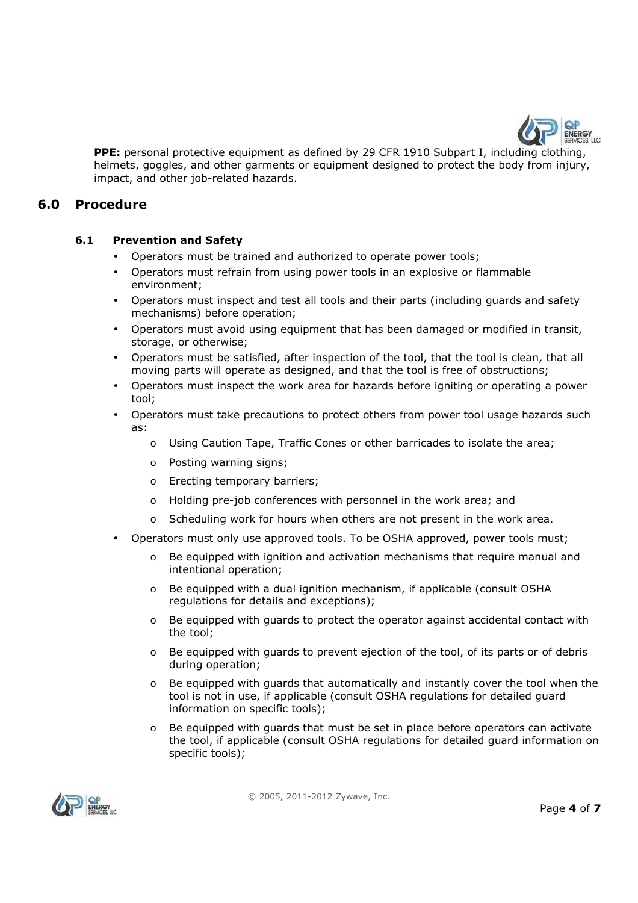**PPE:** personal protective equipment as defined by 29 CFR 1910 Subpart I, including clothing, helmets, goggles, and other garments or equipment designed to protect the body from injury, impact, and other job-related hazards.

## 6.0 Procedure

### 6.1 Prevention and Safety

- Operators must be trained and authorized to operate power tools;
- Operators must refrain from using power tools in an explosive or flammable environment;
- Operators must inspect and test all tools and their parts (including guards and safety mechanisms) before operation;
- Operators must avoid using equipment that has been damaged or modified in transit, storage, or otherwise;
- Operators must be satisfied, after inspection of the tool, that the tool is clean, that all moving parts will operate as designed, and that the tool is free of obstructions;
- Operators must inspect the work area for hazards before igniting or operating a power tool;
- Operators must take precautions to protect others from power tool usage hazards such as:
    - Using Caution Tape, Traffic Cones or other barricades to isolate the area;
    - Posting warning signs;
    - Erecting temporary barriers;
    - Holding pre-job conferences with personnel in the work area; and
    - Scheduling work for hours when others are not present in the work area.
- Operators must only use approved tools. To be OSHA approved, power tools must;
    - Be equipped with ignition and activation mechanisms that require manual and intentional operation;
    - Be equipped with a dual ignition mechanism, if applicable (consult OSHA regulations for details and exceptions);
    - Be equipped with guards to protect the operator against accidental contact with the tool;
    - Be equipped with guards to prevent ejection of the tool, of its parts or of debris during operation;
    - Be equipped with guards that automatically and instantly cover the tool when the tool is not in use, if applicable (consult OSHA regulations for detailed guard information on specific tools);
    - Be equipped with guards that must be set in place before operators can activate the tool, if applicable (consult OSHA regulations for detailed guard information on specific tools);

© 2005, 2011-2012 Zywave, Inc.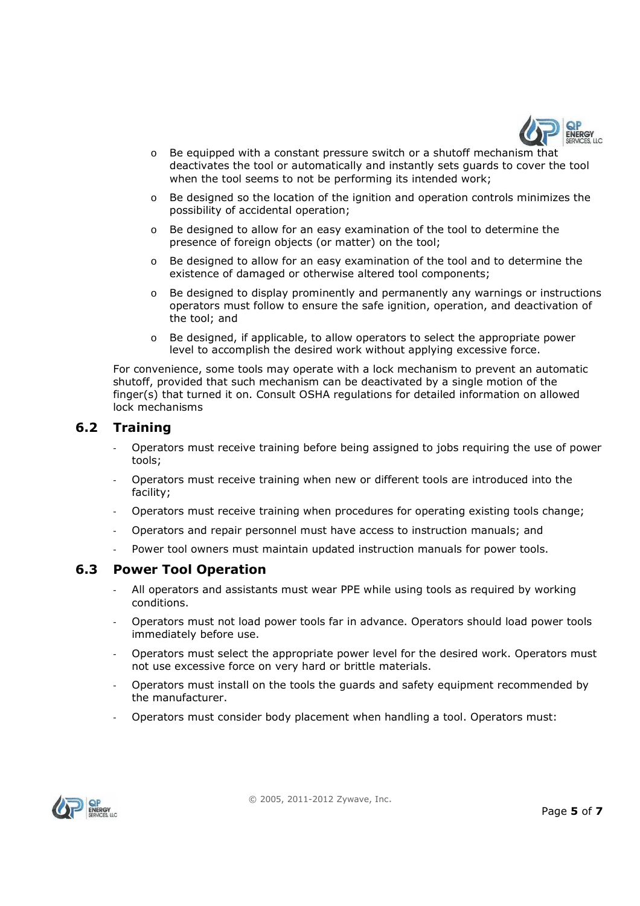- Be equipped with a constant pressure switch or a shutoff mechanism that deactivates the tool or automatically and instantly sets guards to cover the tool when the tool seems to not be performing its intended work;
- Be designed so the location of the ignition and operation controls minimizes the possibility of accidental operation;
- Be designed to allow for an easy examination of the tool to determine the presence of foreign objects (or matter) on the tool;
- Be designed to allow for an easy examination of the tool and to determine the existence of damaged or otherwise altered tool components;
- Be designed to display prominently and permanently any warnings or instructions operators must follow to ensure the safe ignition, operation, and deactivation of the tool; and
- Be designed, if applicable, to allow operators to select the appropriate power level to accomplish the desired work without applying excessive force.

For convenience, some tools may operate with a lock mechanism to prevent an automatic shutoff, provided that such mechanism can be deactivated by a single motion of the finger(s) that turned it on. Consult OSHA regulations for detailed information on allowed lock mechanisms

## 6.2 Training

- Operators must receive training before being assigned to jobs requiring the use of power tools;
- Operators must receive training when new or different tools are introduced into the facility;
- Operators must receive training when procedures for operating existing tools change;
- Operators and repair personnel must have access to instruction manuals; and
- Power tool owners must maintain updated instruction manuals for power tools.

## 6.3 Power Tool Operation

- All operators and assistants must wear PPE while using tools as required by working conditions.
- Operators must not load power tools far in advance. Operators should load power tools immediately before use.
- Operators must select the appropriate power level for the desired work. Operators must not use excessive force on very hard or brittle materials.
- Operators must install on the tools the guards and safety equipment recommended by the manufacturer.
- Operators must consider body placement when handling a tool. Operators must: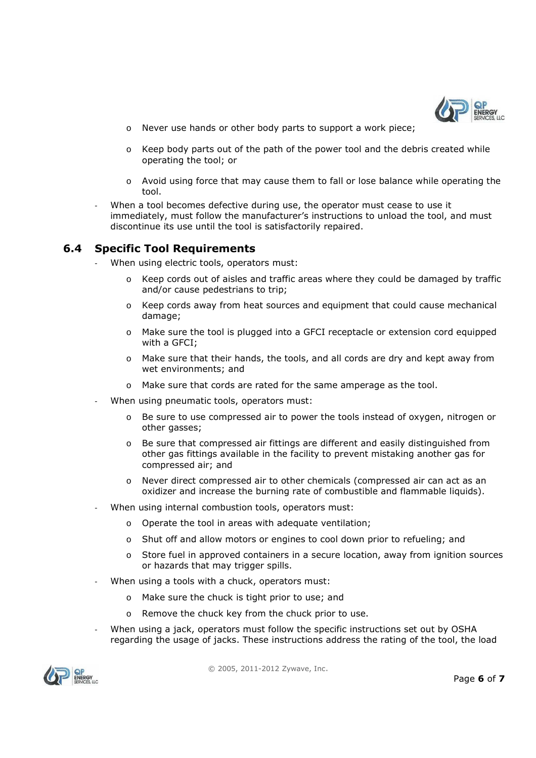- Never use hands or other body parts to support a work piece;
  - Keep body parts out of the path of the power tool and the debris created while operating the tool; or
  - Avoid using force that may cause them to fall or lose balance while operating the tool.
- When a tool becomes defective during use, the operator must cease to use it immediately, must follow the manufacturer's instructions to unload the tool, and must discontinue its use until the tool is satisfactorily repaired.

## 6.4 Specific Tool Requirements

- When using electric tools, operators must:
  - Keep cords out of aisles and traffic areas where they could be damaged by traffic and/or cause pedestrians to trip;
  - Keep cords away from heat sources and equipment that could cause mechanical damage;
  - Make sure the tool is plugged into a GFCI receptacle or extension cord equipped with a GFCI;
  - Make sure that their hands, the tools, and all cords are dry and kept away from wet environments; and
  - Make sure that cords are rated for the same amperage as the tool.
- When using pneumatic tools, operators must:
  - Be sure to use compressed air to power the tools instead of oxygen, nitrogen or other gasses;
  - Be sure that compressed air fittings are different and easily distinguished from other gas fittings available in the facility to prevent mistaking another gas for compressed air; and
  - Never direct compressed air to other chemicals (compressed air can act as an oxidizer and increase the burning rate of combustible and flammable liquids).
- When using internal combustion tools, operators must:
  - Operate the tool in areas with adequate ventilation;
  - Shut off and allow motors or engines to cool down prior to refueling; and
  - Store fuel in approved containers in a secure location, away from ignition sources or hazards that may trigger spills.
- When using a tools with a chuck, operators must:
  - Make sure the chuck is tight prior to use; and
  - Remove the chuck key from the chuck prior to use.
- When using a jack, operators must follow the specific instructions set out by OSHA regarding the usage of jacks. These instructions address the rating of the tool, the load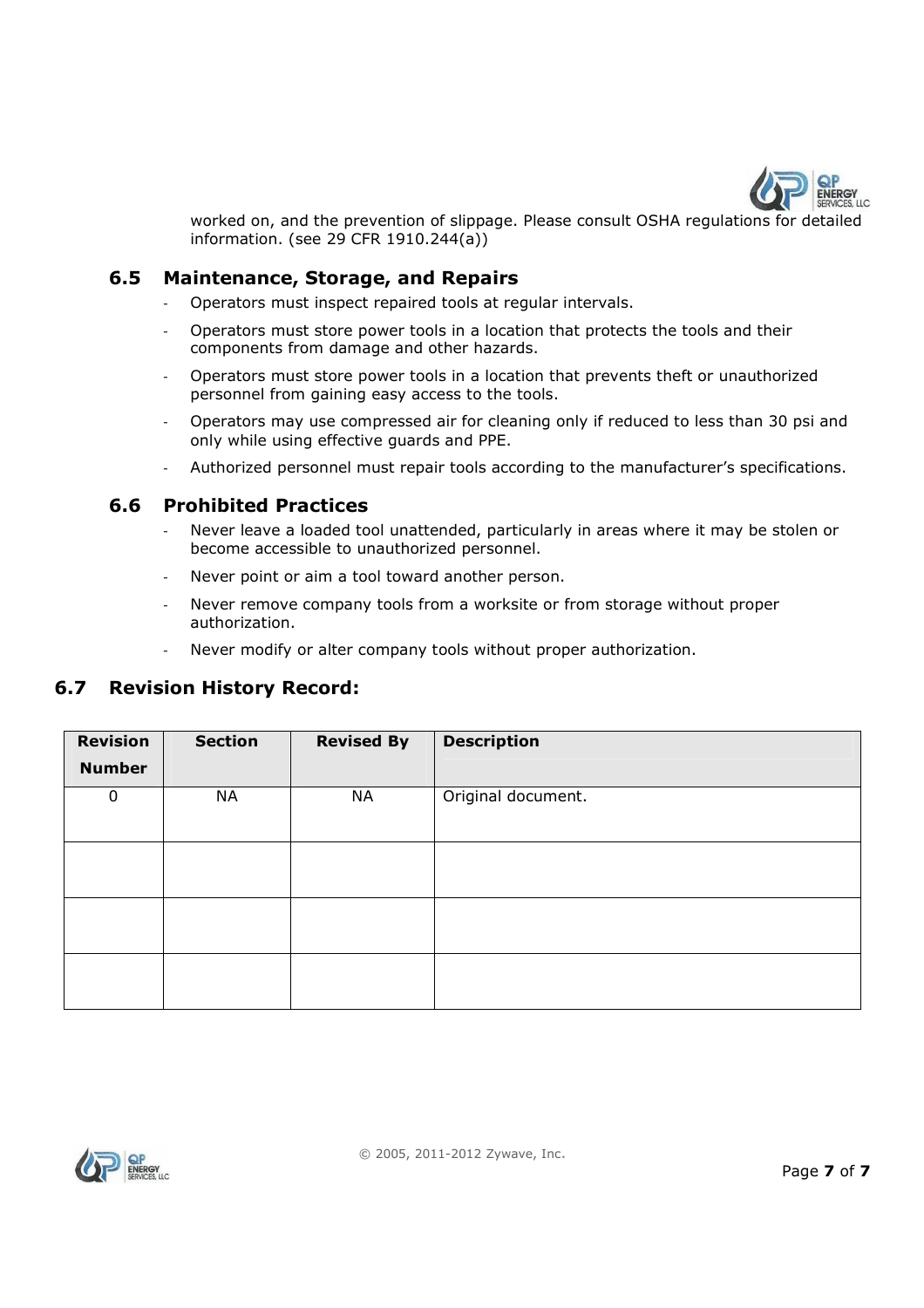worked on, and the prevention of slippage. Please consult OSHA regulations for detailed information. (see 29 CFR 1910.244(a))

### 6.5 Maintenance, Storage, and Repairs

- Operators must inspect repaired tools at regular intervals.
- Operators must store power tools in a location that protects the tools and their components from damage and other hazards.
- Operators must store power tools in a location that prevents theft or unauthorized personnel from gaining easy access to the tools.
- Operators may use compressed air for cleaning only if reduced to less than 30 psi and only while using effective guards and PPE.
- Authorized personnel must repair tools according to the manufacturer's specifications.

### 6.6 Prohibited Practices

- Never leave a loaded tool unattended, particularly in areas where it may be stolen or become accessible to unauthorized personnel.
- Never point or aim a tool toward another person.
- Never remove company tools from a worksite or from storage without proper authorization.
- Never modify or alter company tools without proper authorization.

## 6.7 Revision History Record:

| Revision Number | Section | Revised By | Description |
|---|---|---|---|
| 0 | NA | NA | Original document. |
| | | | |
| | | | |
| | | | |

© 2005, 2011-2012 Zywave, Inc.